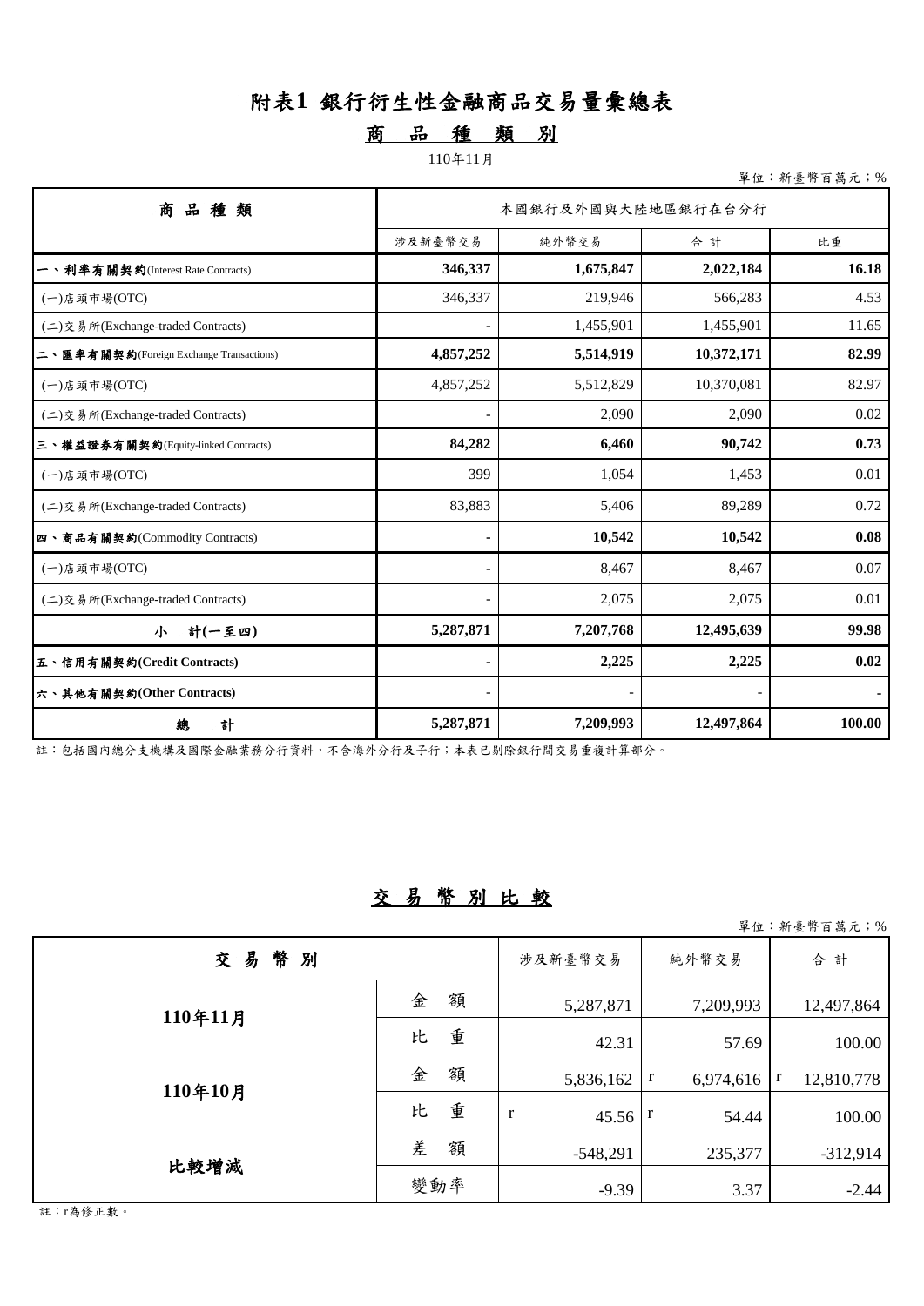# 附表1 銀行衍生性金融商品交易量彙總表

## 商　品　種　類　別

110年11月

單位：新臺幣百萬元；%

| 商 品 種 類 | 本國銀行及外國與大陸地區銀行在台分行 | | | |
|---|---|---|---|---|
| | 涉及新臺幣交易 | 純外幣交易 | 合 計 | 比重 |
| **一、利率有關契約**(Interest Rate Contracts) | **346,337** | **1,675,847** | **2,022,184** | **16.18** |
| (一)店頭市場(OTC) | 346,337 | 219,946 | 566,283 | 4.53 |
| (二)交易所(Exchange-traded Contracts) | - | 1,455,901 | 1,455,901 | 11.65 |
| **二、匯率有關契約**(Foreign Exchange Transactions) | **4,857,252** | **5,514,919** | **10,372,171** | **82.99** |
| (一)店頭市場(OTC) | 4,857,252 | 5,512,829 | 10,370,081 | 82.97 |
| (二)交易所(Exchange-traded Contracts) | - | 2,090 | 2,090 | 0.02 |
| **三、權益證券有關契約**(Equity-linked Contracts) | **84,282** | **6,460** | **90,742** | **0.73** |
| (一)店頭市場(OTC) | 399 | 1,054 | 1,453 | 0.01 |
| (二)交易所(Exchange-traded Contracts) | 83,883 | 5,406 | 89,289 | 0.72 |
| **四、商品有關契約**(Commodity Contracts) | **-** | **10,542** | **10,542** | **0.08** |
| (一)店頭市場(OTC) | - | 8,467 | 8,467 | 0.07 |
| (二)交易所(Exchange-traded Contracts) | - | 2,075 | 2,075 | 0.01 |
| **小　計(一至四)** | **5,287,871** | **7,207,768** | **12,495,639** | **99.98** |
| **五、信用有關契約(Credit Contracts)** | **-** | **2,225** | **2,225** | **0.02** |
| **六、其他有關契約(Other Contracts)** | - | - | - | - |
| **總　計** | **5,287,871** | **7,209,993** | **12,497,864** | **100.00** |

註：包括國內總分支機構及國際金融業務分行資料，不含海外分行及子行；本表已剔除銀行間交易重複計算部分。

## 交 易 幣 別 比 較

單位：新臺幣百萬元；%

| 交 易 幣 別 | | 涉及新臺幣交易 | 純外幣交易 | 合 計 |
|---|---|---|---|---|
| **110年11月** | 金　額 | 5,287,871 | 7,209,993 | 12,497,864 |
| | 比　重 | 42.31 | 57.69 | 100.00 |
| **110年10月** | 金　額 | 5,836,162 | r 6,974,616 | r 12,810,778 |
| | 比　重 | r 45.56 | r 54.44 | 100.00 |
| **比較增減** | 差　額 | -548,291 | 235,377 | -312,914 |
| | 變動率 | -9.39 | 3.37 | -2.44 |

註：r為修正數。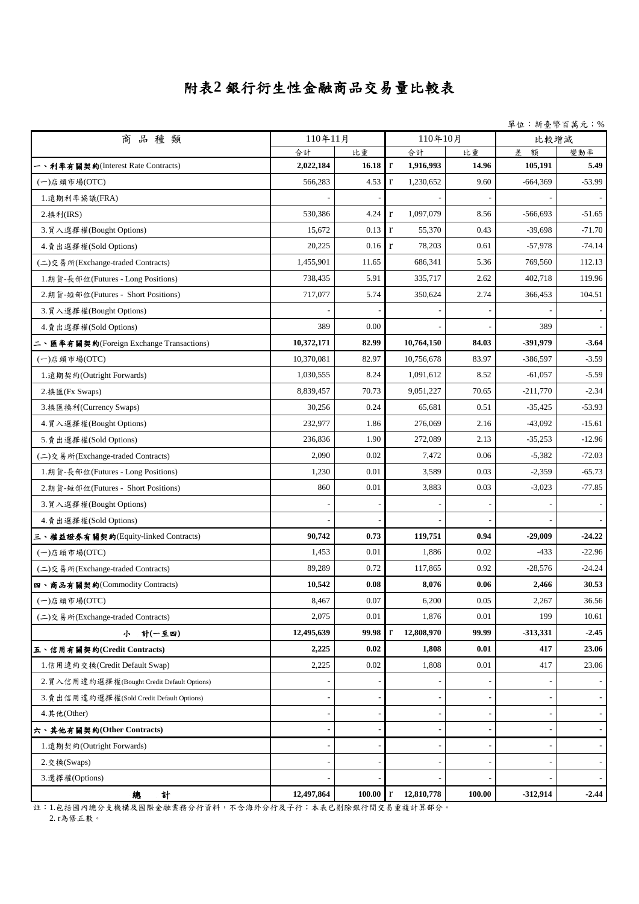# 附表2 銀行衍生性金融商品交易量比較表

單位：新臺幣百萬元；%

| 商品種類 | 110年11月 | | 110年10月 | | 比較增減 | |
|---|---|---|---|---|---|---|
| | 合計 | 比重 | 合計 | 比重 | 差額 | 變動率 |
| **一、利率有關契約**(Interest Rate Contracts) | **2,022,184** | **16.18** | r **1,916,993** | **14.96** | **105,191** | **5.49** |
| (一)店頭市場(OTC) | 566,283 | 4.53 | r 1,230,652 | 9.60 | -664,369 | -53.99 |
| 1.遠期利率協議(FRA) | - | - | - | - | - | - |
| 2.換利(IRS) | 530,386 | 4.24 | r 1,097,079 | 8.56 | -566,693 | -51.65 |
| 3.買入選擇權(Bought Options) | 15,672 | 0.13 | r 55,370 | 0.43 | -39,698 | -71.70 |
| 4.賣出選擇權(Sold Options) | 20,225 | 0.16 | r 78,203 | 0.61 | -57,978 | -74.14 |
| (二)交易所(Exchange-traded Contracts) | 1,455,901 | 11.65 | 686,341 | 5.36 | 769,560 | 112.13 |
| 1.期貨-長部位(Futures - Long Positions) | 738,435 | 5.91 | 335,717 | 2.62 | 402,718 | 119.96 |
| 2.期貨-短部位(Futures - Short Positions) | 717,077 | 5.74 | 350,624 | 2.74 | 366,453 | 104.51 |
| 3.買入選擇權(Bought Options) | - | - | - | - | - | - |
| 4.賣出選擇權(Sold Options) | 389 | 0.00 | - | - | 389 | - |
| **二、匯率有關契約**(Foreign Exchange Transactions) | **10,372,171** | **82.99** | **10,764,150** | **84.03** | **-391,979** | **-3.64** |
| (一)店頭市場(OTC) | 10,370,081 | 82.97 | 10,756,678 | 83.97 | -386,597 | -3.59 |
| 1.遠期契約(Outright Forwards) | 1,030,555 | 8.24 | 1,091,612 | 8.52 | -61,057 | -5.59 |
| 2.換匯(Fx Swaps) | 8,839,457 | 70.73 | 9,051,227 | 70.65 | -211,770 | -2.34 |
| 3.換匯換利(Currency Swaps) | 30,256 | 0.24 | 65,681 | 0.51 | -35,425 | -53.93 |
| 4.買入選擇權(Bought Options) | 232,977 | 1.86 | 276,069 | 2.16 | -43,092 | -15.61 |
| 5.賣出選擇權(Sold Options) | 236,836 | 1.90 | 272,089 | 2.13 | -35,253 | -12.96 |
| (二)交易所(Exchange-traded Contracts) | 2,090 | 0.02 | 7,472 | 0.06 | -5,382 | -72.03 |
| 1.期貨-長部位(Futures - Long Positions) | 1,230 | 0.01 | 3,589 | 0.03 | -2,359 | -65.73 |
| 2.期貨-短部位(Futures - Short Positions) | 860 | 0.01 | 3,883 | 0.03 | -3,023 | -77.85 |
| 3.買入選擇權(Bought Options) | - | - | - | - | - | - |
| 4.賣出選擇權(Sold Options) | - | - | - | - | - | - |
| **三、權益證券有關契約**(Equity-linked Contracts) | **90,742** | **0.73** | **119,751** | **0.94** | **-29,009** | **-24.22** |
| (一)店頭市場(OTC) | 1,453 | 0.01 | 1,886 | 0.02 | -433 | -22.96 |
| (二)交易所(Exchange-traded Contracts) | 89,289 | 0.72 | 117,865 | 0.92 | -28,576 | -24.24 |
| **四、商品有關契約**(Commodity Contracts) | **10,542** | **0.08** | **8,076** | **0.06** | **2,466** | **30.53** |
| (一)店頭市場(OTC) | 8,467 | 0.07 | 6,200 | 0.05 | 2,267 | 36.56 |
| (二)交易所(Exchange-traded Contracts) | 2,075 | 0.01 | 1,876 | 0.01 | 199 | 10.61 |
| **小　計(一至四)** | **12,495,639** | **99.98** | r **12,808,970** | **99.99** | **-313,331** | **-2.45** |
| **五、信用有關契約(Credit Contracts)** | **2,225** | **0.02** | **1,808** | **0.01** | **417** | **23.06** |
| 1.信用違約交換(Credit Default Swap) | 2,225 | 0.02 | 1,808 | 0.01 | 417 | 23.06 |
| 2.買入信用違約選擇權(Bought Credit Default Options) | - | - | - | - | - | - |
| 3.賣出信用違約選擇權(Sold Credit Default Options) | - | - | - | - | - | - |
| 4.其他(Other) | - | - | - | - | - | - |
| **六、其他有關契約(Other Contracts)** | - | - | - | - | - | - |
| 1.遠期契約(Outright Forwards) | - | - | - | - | - | - |
| 2.交換(Swaps) | - | - | - | - | - | - |
| 3.選擇權(Options) | - | - | - | - | - | - |
| **總　計** | **12,497,864** | **100.00** | r **12,810,778** | **100.00** | **-312,914** | **-2.44** |

註：1.包括國內總分支機構及國際金融業務分行資料，不含海外分行及子行；本表已剔除銀行間交易重複計算部分。
2.r為修正數。